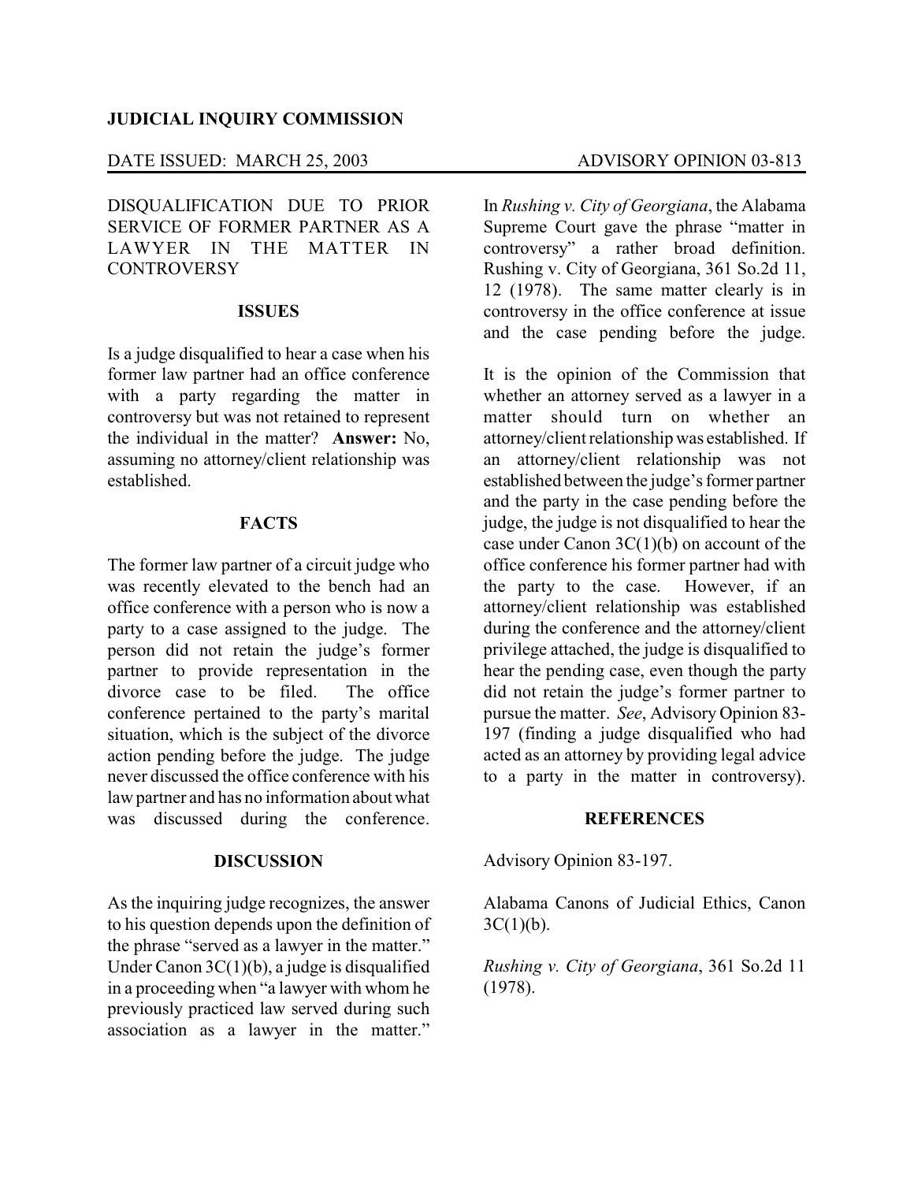**JUDICIAL INQUIRY COMMISSION**

DATE ISSUED: MARCH 25, 2003 ADVISORY OPINION 03-813

DISQUALIFICATION DUE TO PRIOR SERVICE OF FORMER PARTNER AS A LAWYER IN THE MATTER IN CONTROVERSY

## ISSUES

Is a judge disqualified to hear a case when his former law partner had an office conference with a party regarding the matter in controversy but was not retained to represent the individual in the matter? **Answer:** No, assuming no attorney/client relationship was established.

## FACTS

The former law partner of a circuit judge who was recently elevated to the bench had an office conference with a person who is now a party to a case assigned to the judge. The person did not retain the judge's former partner to provide representation in the divorce case to be filed. The office conference pertained to the party's marital situation, which is the subject of the divorce action pending before the judge. The judge never discussed the office conference with his law partner and has no information about what was discussed during the conference.

## DISCUSSION

As the inquiring judge recognizes, the answer to his question depends upon the definition of the phrase "served as a lawyer in the matter." Under Canon 3C(1)(b), a judge is disqualified in a proceeding when "a lawyer with whom he previously practiced law served during such association as a lawyer in the matter."

In *Rushing v. City of Georgiana*, the Alabama Supreme Court gave the phrase "matter in controversy" a rather broad definition. Rushing v. City of Georgiana, 361 So.2d 11, 12 (1978). The same matter clearly is in controversy in the office conference at issue and the case pending before the judge.

It is the opinion of the Commission that whether an attorney served as a lawyer in a matter should turn on whether an attorney/client relationship was established. If an attorney/client relationship was not established between the judge's former partner and the party in the case pending before the judge, the judge is not disqualified to hear the case under Canon 3C(1)(b) on account of the office conference his former partner had with the party to the case. However, if an attorney/client relationship was established during the conference and the attorney/client privilege attached, the judge is disqualified to hear the pending case, even though the party did not retain the judge's former partner to pursue the matter. *See*, Advisory Opinion 83-197 (finding a judge disqualified who had acted as an attorney by providing legal advice to a party in the matter in controversy).

## REFERENCES

Advisory Opinion 83-197.

Alabama Canons of Judicial Ethics, Canon 3C(1)(b).

*Rushing v. City of Georgiana*, 361 So.2d 11 (1978).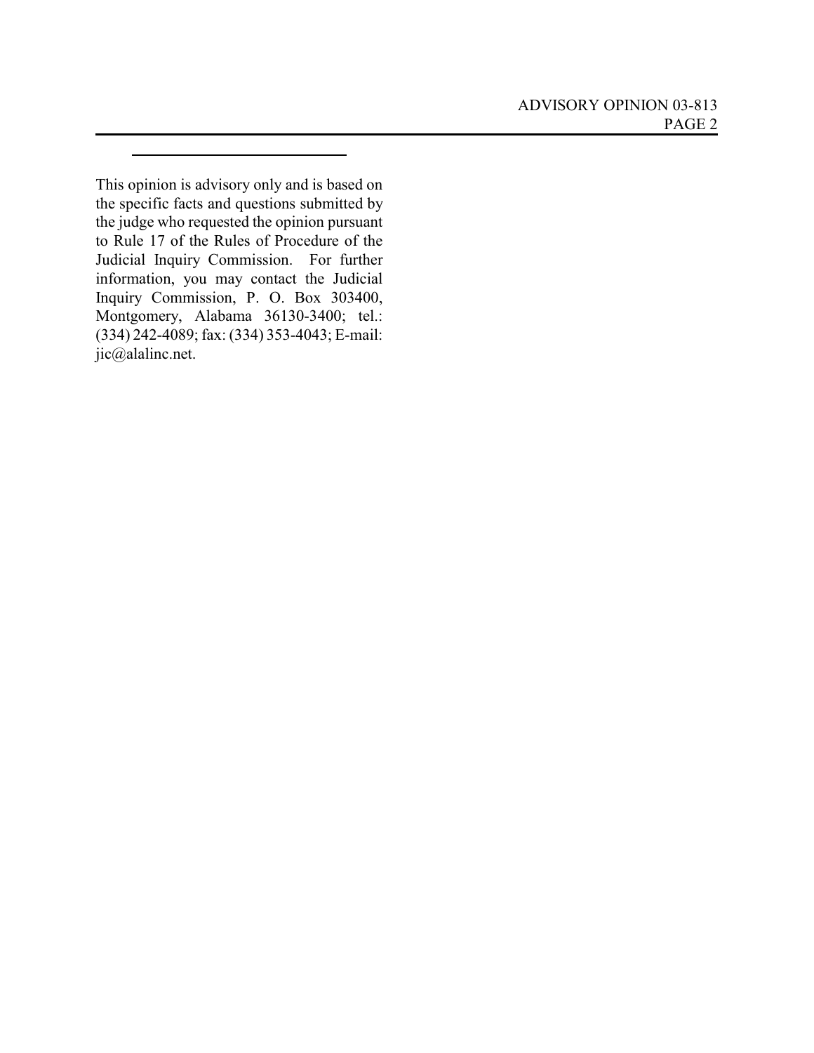This opinion is advisory only and is based on the specific facts and questions submitted by the judge who requested the opinion pursuant to Rule 17 of the Rules of Procedure of the Judicial Inquiry Commission. For further information, you may contact the Judicial Inquiry Commission, P. O. Box 303400, Montgomery, Alabama 36130-3400; tel.: (334) 242-4089; fax: (334) 353-4043; E-mail: jic@alalinc.net.